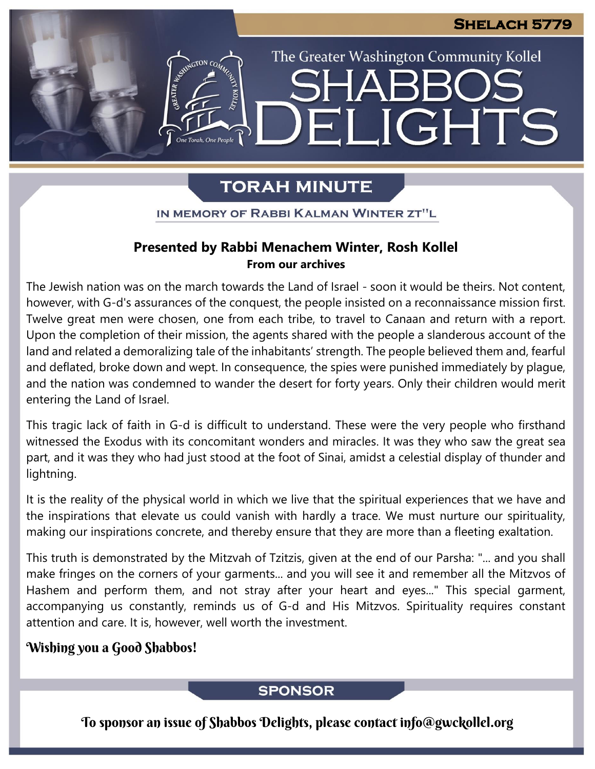**Shelach 5779**

The Greater Washington Community Kollel

# Shabbos Delights

## Torah Minute

In memory of Rabbi Kalman Winter zt"l

**Presented by Rabbi Menachem Winter, Rosh Kollel**
**From our archives**

The Jewish nation was on the march towards the Land of Israel - soon it would be theirs. Not content, however, with G-d's assurances of the conquest, the people insisted on a reconnaissance mission first. Twelve great men were chosen, one from each tribe, to travel to Canaan and return with a report. Upon the completion of their mission, the agents shared with the people a slanderous account of the land and related a demoralizing tale of the inhabitants' strength. The people believed them and, fearful and deflated, broke down and wept. In consequence, the spies were punished immediately by plague, and the nation was condemned to wander the desert for forty years. Only their children would merit entering the Land of Israel.

This tragic lack of faith in G-d is difficult to understand. These were the very people who firsthand witnessed the Exodus with its concomitant wonders and miracles. It was they who saw the great sea part, and it was they who had just stood at the foot of Sinai, amidst a celestial display of thunder and lightning.

It is the reality of the physical world in which we live that the spiritual experiences that we have and the inspirations that elevate us could vanish with hardly a trace. We must nurture our spirituality, making our inspirations concrete, and thereby ensure that they are more than a fleeting exaltation.

This truth is demonstrated by the Mitzvah of Tzitzis, given at the end of our Parsha: "... and you shall make fringes on the corners of your garments... and you will see it and remember all the Mitzvos of Hashem and perform them, and not stray after your heart and eyes..." This special garment, accompanying us constantly, reminds us of G-d and His Mitzvos. Spirituality requires constant attention and care. It is, however, well worth the investment.

**Wishing you a Good Shabbos!**

## Sponsor

To sponsor an issue of Shabbos Delights, please contact info@gwckollel.org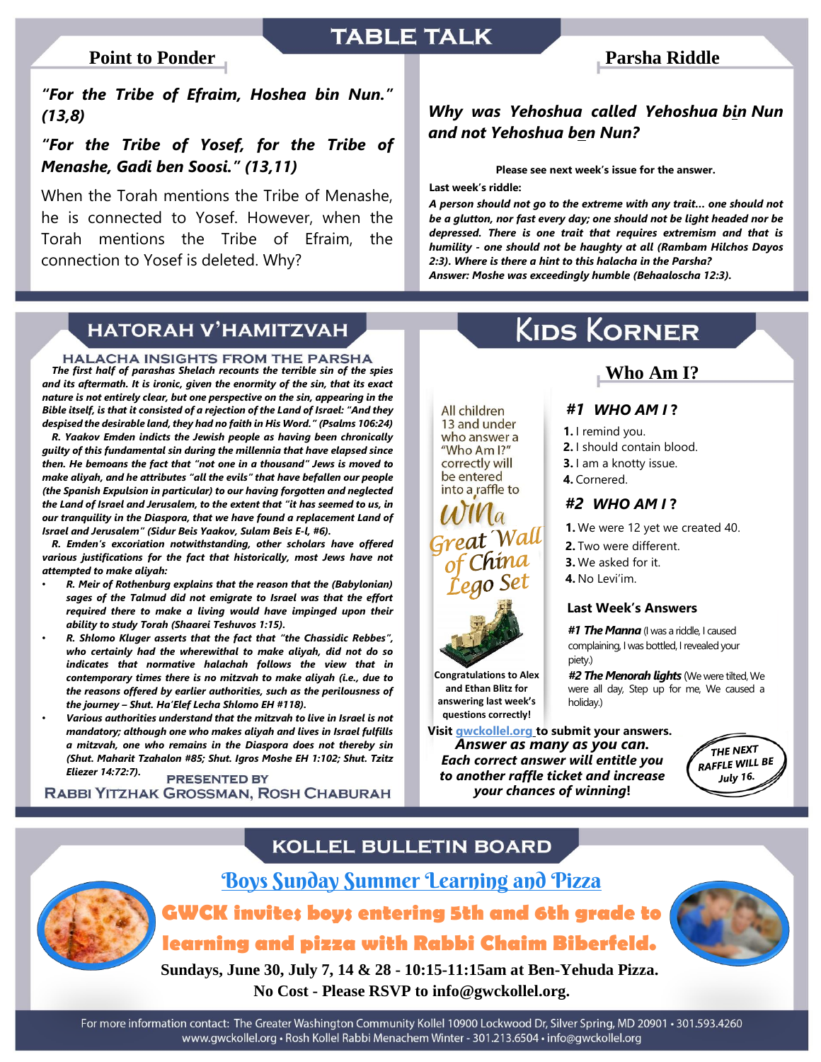# TABLE TALK

## Point to Ponder

***"For the Tribe of Efraim, Hoshea bin Nun." (13,8)***

***"For the Tribe of Yosef, for the Tribe of Menashe, Gadi ben Soosi." (13,11)***

When the Torah mentions the Tribe of Menashe, he is connected to Yosef. However, when the Torah mentions the Tribe of Efraim, the connection to Yosef is deleted. Why?

## Parsha Riddle

***Why was Yehoshua called Yehoshua bin Nun and not Yehoshua ben Nun?***

**Please see next week's issue for the answer.**

**Last week's riddle:**

***A person should not go to the extreme with any trait... one should not be a glutton, nor fast every day; one should not be light headed nor be depressed. There is one trait that requires extremism and that is humility - one should not be haughty at all (Rambam Hilchos Dayos 2:3). Where is there a hint to this halacha in the Parsha?***

***Answer: Moshe was exceedingly humble (Behaaloscha 12:3).***

# HATORAH V'HAMITZVAH

### HALACHA INSIGHTS FROM THE PARSHA

***The first half of parashas Shelach recounts the terrible sin of the spies and its aftermath. It is ironic, given the enormity of the sin, that its exact nature is not entirely clear, but one perspective on the sin, appearing in the Bible itself, is that it consisted of a rejection of the Land of Israel: "And they despised the desirable land, they had no faith in His Word." (Psalms 106:24)***

***R. Yaakov Emden indicts the Jewish people as having been chronically guilty of this fundamental sin during the millennia that have elapsed since then. He bemoans the fact that "not one in a thousand" Jews is moved to make aliyah, and he attributes "all the evils" that have befallen our people (the Spanish Expulsion in particular) to our having forgotten and neglected the Land of Israel and Jerusalem, to the extent that "it has seemed to us, in our tranquility in the Diaspora, that we have found a replacement Land of Israel and Jerusalem" (Sidur Beis Yaakov, Sulam Beis E-l, #6).***

***R. Emden's excoriation notwithstanding, other scholars have offered various justifications for the fact that historically, most Jews have not attempted to make aliyah:***

- ***R. Meir of Rothenburg explains that the reason that the (Babylonian) sages of the Talmud did not emigrate to Israel was that the effort required there to make a living would have impinged upon their ability to study Torah (Shaarei Teshuvos 1:15).***
- ***R. Shlomo Kluger asserts that the fact that "the Chassidic Rebbes", who certainly had the wherewithal to make aliyah, did not do so indicates that normative halachah follows the view that in contemporary times there is no mitzvah to make aliyah (i.e., due to the reasons offered by earlier authorities, such as the perilousness of the journey – Shut. Ha'Elef Lecha Shlomo EH #118).***
- ***Various authorities understand that the mitzvah to live in Israel is not mandatory; although one who makes aliyah and lives in Israel fulfills a mitzvah, one who remains in the Diaspora does not thereby sin (Shut. Maharit Tzahalon #85; Shut. Igros Moshe EH 1:102; Shut. Tzitz Eliezer 14:72:7).***

PRESENTED BY
RABBI YITZHAK GROSSMAN, ROSH CHABURAH

# KIDS KORNER

All children 13 and under who answer a "Who Am I?" correctly will be entered into a raffle to

**Win a Great Wall of China Lego Set**

**Congratulations to Alex and Ethan Blitz for answering last week's questions correctly!**

## Who Am I?

### #1 WHO AM I ?

1. I remind you.
2. I should contain blood.
3. I am a knotty issue.
4. Cornered.

### #2 WHO AM I ?

1. We were 12 yet we created 40.
2. Two were different.
3. We asked for it.
4. No Levi'im.

### Last Week's Answers

***#1 The Manna*** (I was a riddle, I caused complaining, I was bottled, I revealed your piety.)

***#2 The Menorah lights*** (We were tilted, We were all day, Step up for me, We caused a holiday.)

**Visit gwckollel.org to submit your answers.**

***Answer as many as you can. Each correct answer will entitle you to another raffle ticket and increase your chances of winning!***

***THE NEXT RAFFLE WILL BE July 16.***

# KOLLEL BULLETIN BOARD

## Boys Sunday Summer Learning and Pizza

**GWCK invites boys entering 5th and 6th grade to learning and pizza with Rabbi Chaim Biberfeld.**

**Sundays, June 30, July 7, 14 & 28 - 10:15-11:15am at Ben-Yehuda Pizza.**

**No Cost - Please RSVP to info@gwckollel.org.**

For more information contact: The Greater Washington Community Kollel 10900 Lockwood Dr, Silver Spring, MD 20901 • 301.593.4260
www.gwckollel.org • Rosh Kollel Rabbi Menachem Winter - 301.213.6504 • info@gwckollel.org